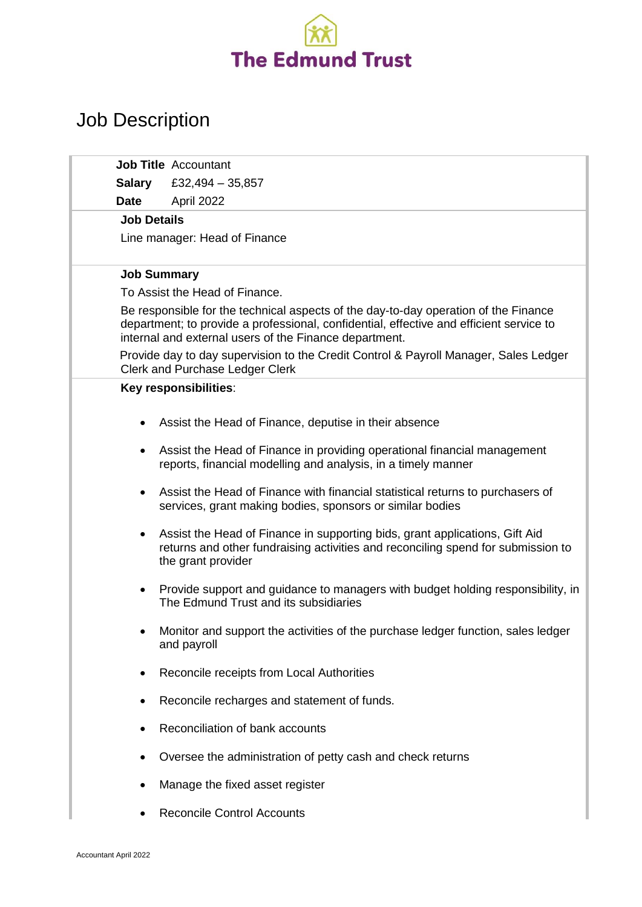**The Edmund Trust**

# Job Description

**Job Title** Accountant

**Salary** £32,494 – 35,857

**Date** April 2022

**Job Details**

Line manager: Head of Finance

**Job Summary**

To Assist the Head of Finance.

Be responsible for the technical aspects of the day-to-day operation of the Finance department; to provide a professional, confidential, effective and efficient service to internal and external users of the Finance department.

Provide day to day supervision to the Credit Control & Payroll Manager, Sales Ledger Clerk and Purchase Ledger Clerk

**Key responsibilities**:

- Assist the Head of Finance, deputise in their absence
- Assist the Head of Finance in providing operational financial management reports, financial modelling and analysis, in a timely manner
- Assist the Head of Finance with financial statistical returns to purchasers of services, grant making bodies, sponsors or similar bodies
- Assist the Head of Finance in supporting bids, grant applications, Gift Aid returns and other fundraising activities and reconciling spend for submission to the grant provider
- Provide support and guidance to managers with budget holding responsibility, in The Edmund Trust and its subsidiaries
- Monitor and support the activities of the purchase ledger function, sales ledger and payroll
- Reconcile receipts from Local Authorities
- Reconcile recharges and statement of funds.
- Reconciliation of bank accounts
- Oversee the administration of petty cash and check returns
- Manage the fixed asset register
- Reconcile Control Accounts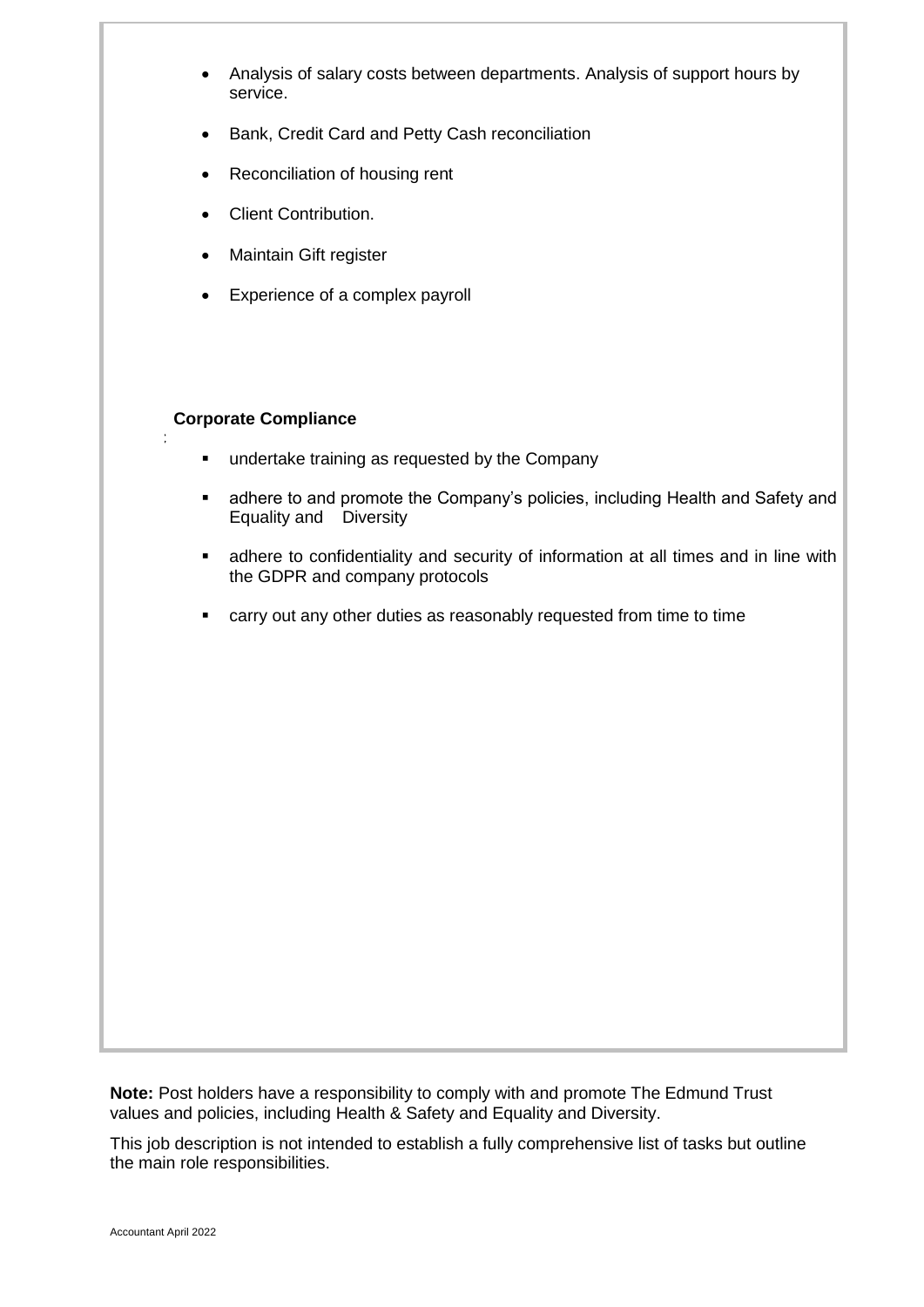- Analysis of salary costs between departments. Analysis of support hours by service.
- Bank, Credit Card and Petty Cash reconciliation
- Reconciliation of housing rent
- Client Contribution.
- Maintain Gift register
- Experience of a complex payroll

**Corporate Compliance**

- undertake training as requested by the Company
- adhere to and promote the Company's policies, including Health and Safety and Equality and Diversity
- adhere to confidentiality and security of information at all times and in line with the GDPR and company protocols
- carry out any other duties as reasonably requested from time to time

**Note:** Post holders have a responsibility to comply with and promote The Edmund Trust values and policies, including Health & Safety and Equality and Diversity.

This job description is not intended to establish a fully comprehensive list of tasks but outline the main role responsibilities.